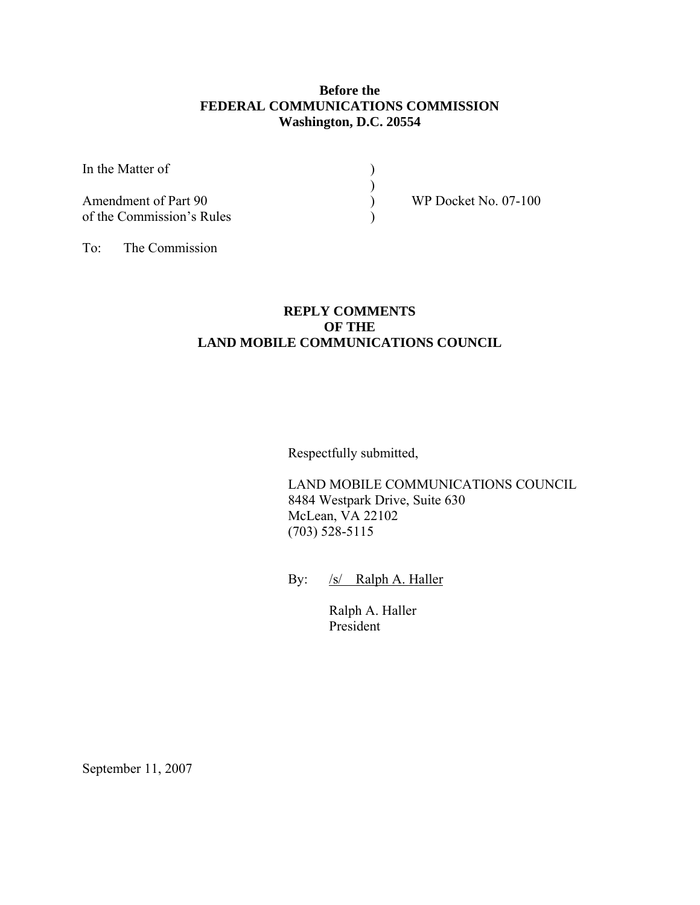**Before the**
**FEDERAL COMMUNICATIONS COMMISSION**
**Washington, D.C. 20554**

| | | |
|---|---|---|
| In the Matter of | ) | |
| | ) | |
| Amendment of Part 90 | ) | WP Docket No. 07-100 |
| of the Commission's Rules | ) | |

To: The Commission

**REPLY COMMENTS**
**OF THE**
**LAND MOBILE COMMUNICATIONS COUNCIL**

Respectfully submitted,

LAND MOBILE COMMUNICATIONS COUNCIL
8484 Westpark Drive, Suite 630
McLean, VA 22102
(703) 528-5115

By: /s/ Ralph A. Haller

Ralph A. Haller
President

September 11, 2007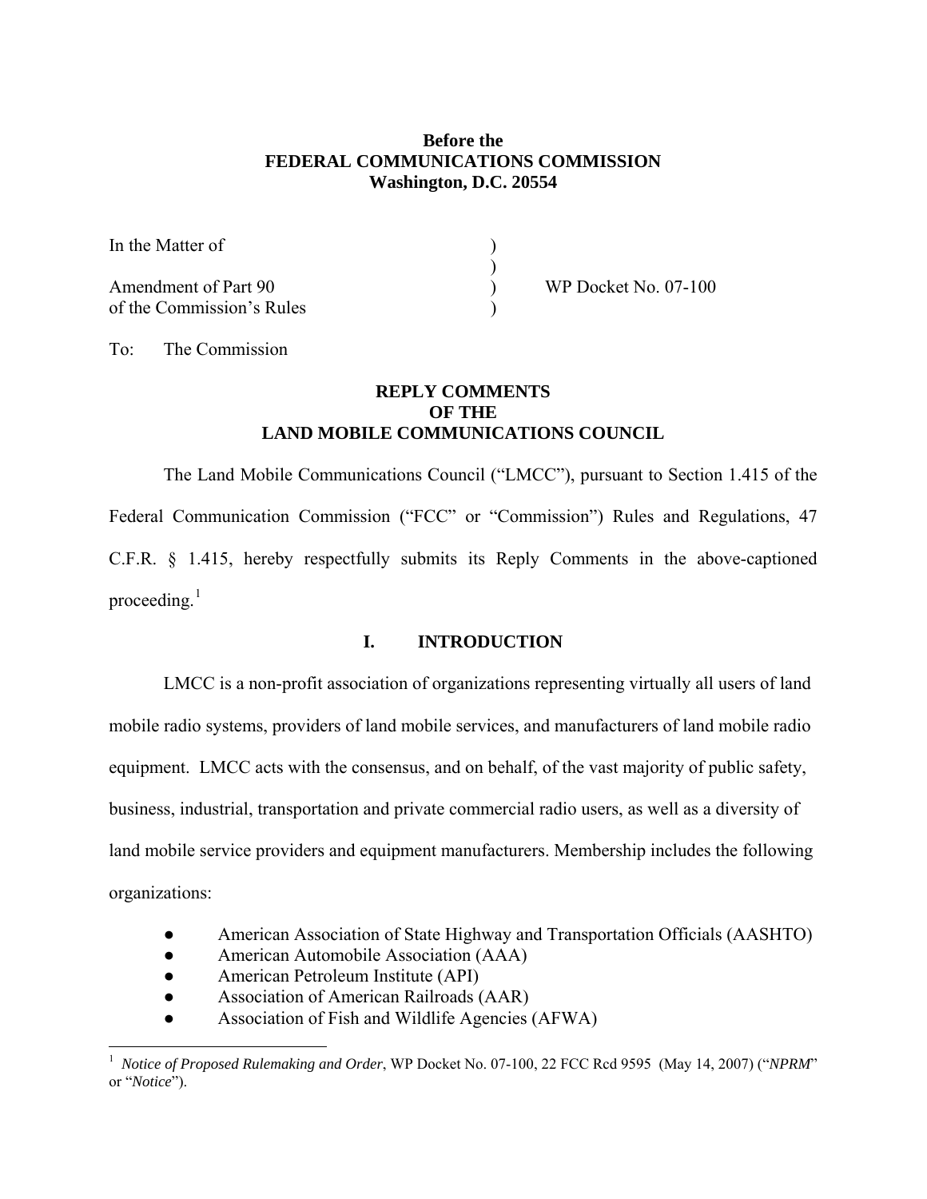**Before the**
**FEDERAL COMMUNICATIONS COMMISSION**
**Washington, D.C. 20554**

In the Matter of )
)
Amendment of Part 90 ) WP Docket No. 07-100
of the Commission's Rules )

To: The Commission

**REPLY COMMENTS**
**OF THE**
**LAND MOBILE COMMUNICATIONS COUNCIL**

The Land Mobile Communications Council ("LMCC"), pursuant to Section 1.415 of the Federal Communication Commission ("FCC" or "Commission") Rules and Regulations, 47 C.F.R. § 1.415, hereby respectfully submits its Reply Comments in the above-captioned proceeding.[1]

## I. INTRODUCTION

LMCC is a non-profit association of organizations representing virtually all users of land mobile radio systems, providers of land mobile services, and manufacturers of land mobile radio equipment. LMCC acts with the consensus, and on behalf, of the vast majority of public safety, business, industrial, transportation and private commercial radio users, as well as a diversity of land mobile service providers and equipment manufacturers. Membership includes the following organizations:

- American Association of State Highway and Transportation Officials (AASHTO)
- American Automobile Association (AAA)
- American Petroleum Institute (API)
- Association of American Railroads (AAR)
- Association of Fish and Wildlife Agencies (AFWA)

[1] *Notice of Proposed Rulemaking and Order*, WP Docket No. 07-100, 22 FCC Rcd 9595 (May 14, 2007) ("*NPRM*" or "*Notice*").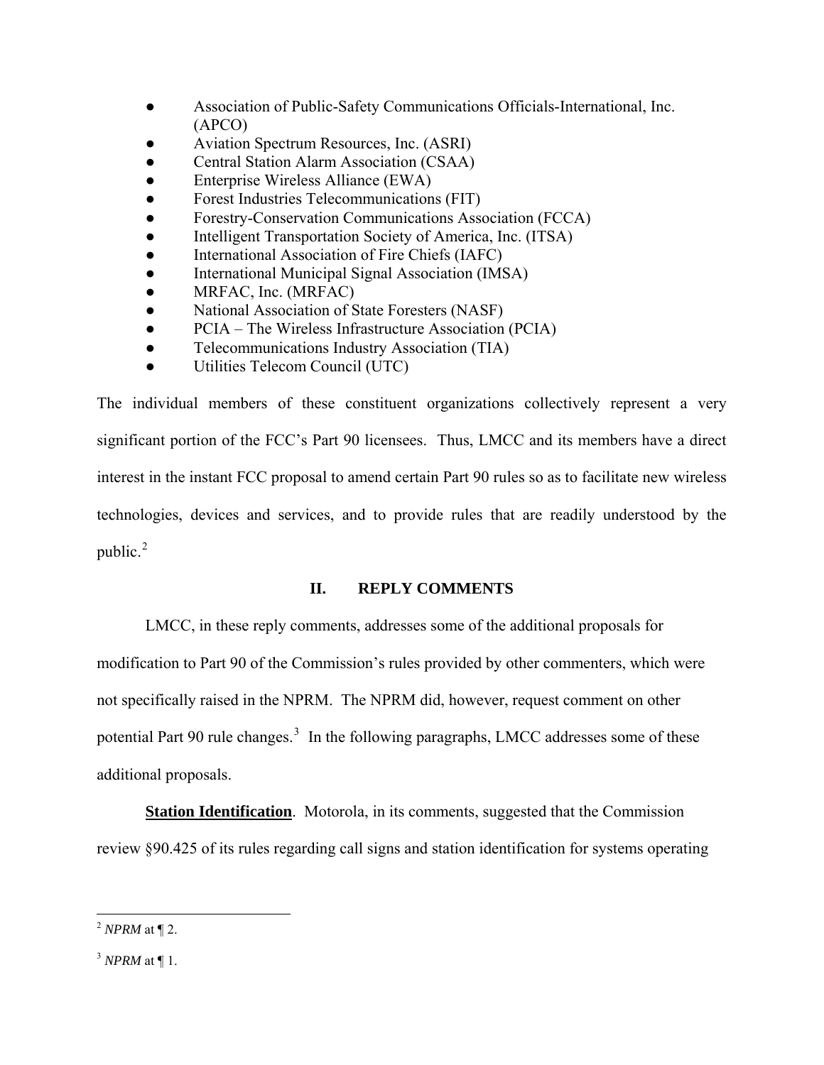- Association of Public-Safety Communications Officials-International, Inc. (APCO)
- Aviation Spectrum Resources, Inc. (ASRI)
- Central Station Alarm Association (CSAA)
- Enterprise Wireless Alliance (EWA)
- Forest Industries Telecommunications (FIT)
- Forestry-Conservation Communications Association (FCCA)
- Intelligent Transportation Society of America, Inc. (ITSA)
- International Association of Fire Chiefs (IAFC)
- International Municipal Signal Association (IMSA)
- MRFAC, Inc. (MRFAC)
- National Association of State Foresters (NASF)
- PCIA – The Wireless Infrastructure Association (PCIA)
- Telecommunications Industry Association (TIA)
- Utilities Telecom Council (UTC)

The individual members of these constituent organizations collectively represent a very significant portion of the FCC's Part 90 licensees. Thus, LMCC and its members have a direct interest in the instant FCC proposal to amend certain Part 90 rules so as to facilitate new wireless technologies, devices and services, and to provide rules that are readily understood by the public.[2]

## II. REPLY COMMENTS

LMCC, in these reply comments, addresses some of the additional proposals for modification to Part 90 of the Commission's rules provided by other commenters, which were not specifically raised in the NPRM. The NPRM did, however, request comment on other potential Part 90 rule changes.[3] In the following paragraphs, LMCC addresses some of these additional proposals.

**Station Identification**. Motorola, in its comments, suggested that the Commission review §90.425 of its rules regarding call signs and station identification for systems operating

---

[2] *NPRM* at ¶ 2.

[3] *NPRM* at ¶ 1.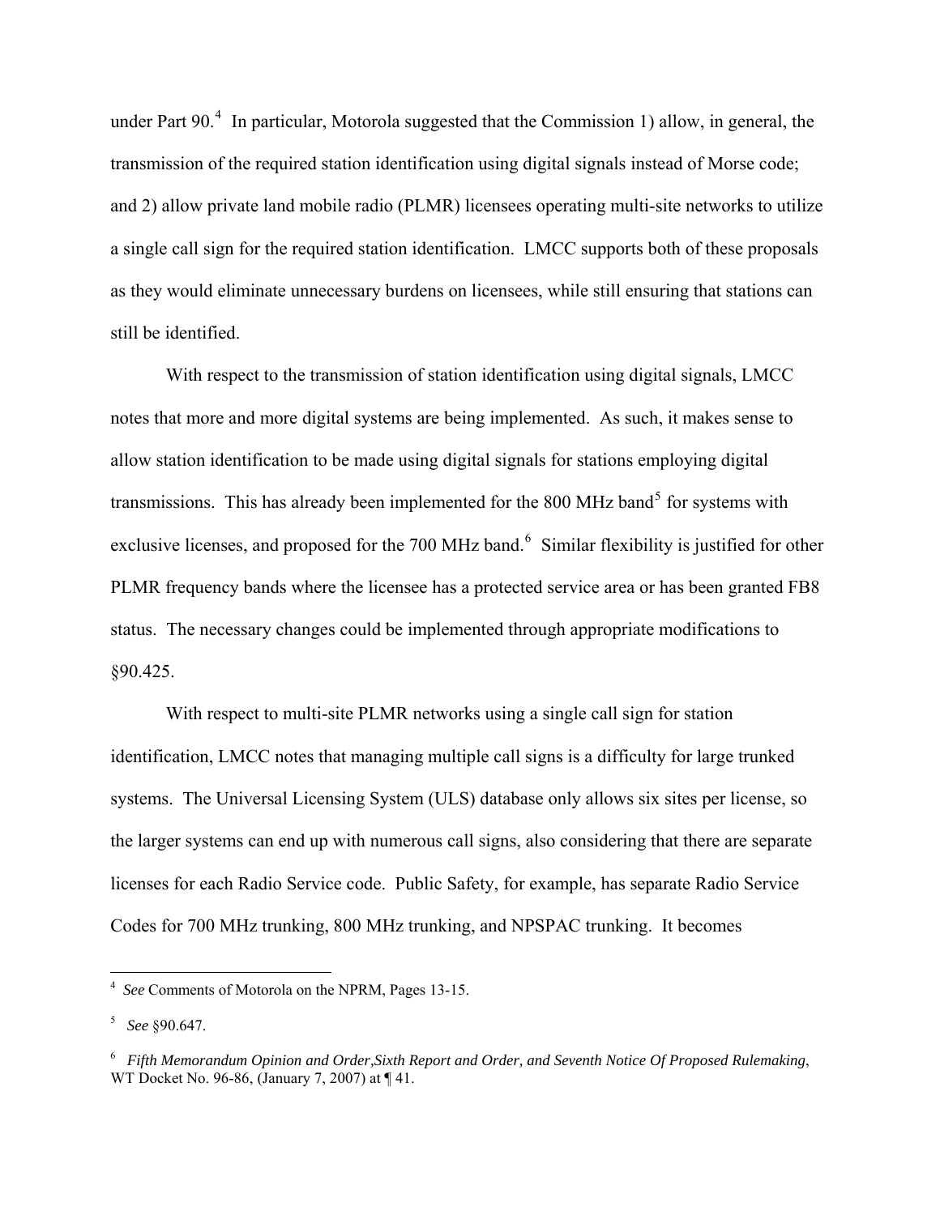under Part 90.[4] In particular, Motorola suggested that the Commission 1) allow, in general, the transmission of the required station identification using digital signals instead of Morse code; and 2) allow private land mobile radio (PLMR) licensees operating multi-site networks to utilize a single call sign for the required station identification. LMCC supports both of these proposals as they would eliminate unnecessary burdens on licensees, while still ensuring that stations can still be identified.

With respect to the transmission of station identification using digital signals, LMCC notes that more and more digital systems are being implemented. As such, it makes sense to allow station identification to be made using digital signals for stations employing digital transmissions. This has already been implemented for the 800 MHz band[5] for systems with exclusive licenses, and proposed for the 700 MHz band.[6] Similar flexibility is justified for other PLMR frequency bands where the licensee has a protected service area or has been granted FB8 status. The necessary changes could be implemented through appropriate modifications to §90.425.

With respect to multi-site PLMR networks using a single call sign for station identification, LMCC notes that managing multiple call signs is a difficulty for large trunked systems. The Universal Licensing System (ULS) database only allows six sites per license, so the larger systems can end up with numerous call signs, also considering that there are separate licenses for each Radio Service code. Public Safety, for example, has separate Radio Service Codes for 700 MHz trunking, 800 MHz trunking, and NPSPAC trunking. It becomes

---

[4] *See* Comments of Motorola on the NPRM, Pages 13-15.

[5] *See* §90.647.

[6] *Fifth Memorandum Opinion and Order,Sixth Report and Order, and Seventh Notice Of Proposed Rulemaking*, WT Docket No. 96-86, (January 7, 2007) at ¶ 41.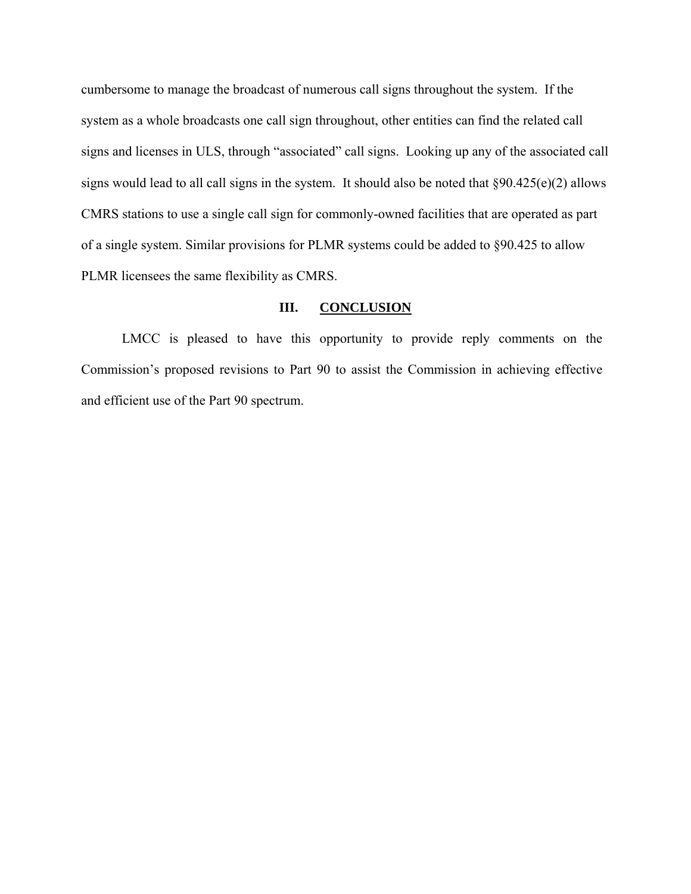cumbersome to manage the broadcast of numerous call signs throughout the system. If the system as a whole broadcasts one call sign throughout, other entities can find the related call signs and licenses in ULS, through "associated" call signs. Looking up any of the associated call signs would lead to all call signs in the system. It should also be noted that §90.425(e)(2) allows CMRS stations to use a single call sign for commonly-owned facilities that are operated as part of a single system. Similar provisions for PLMR systems could be added to §90.425 to allow PLMR licensees the same flexibility as CMRS.

## III. CONCLUSION

LMCC is pleased to have this opportunity to provide reply comments on the Commission's proposed revisions to Part 90 to assist the Commission in achieving effective and efficient use of the Part 90 spectrum.